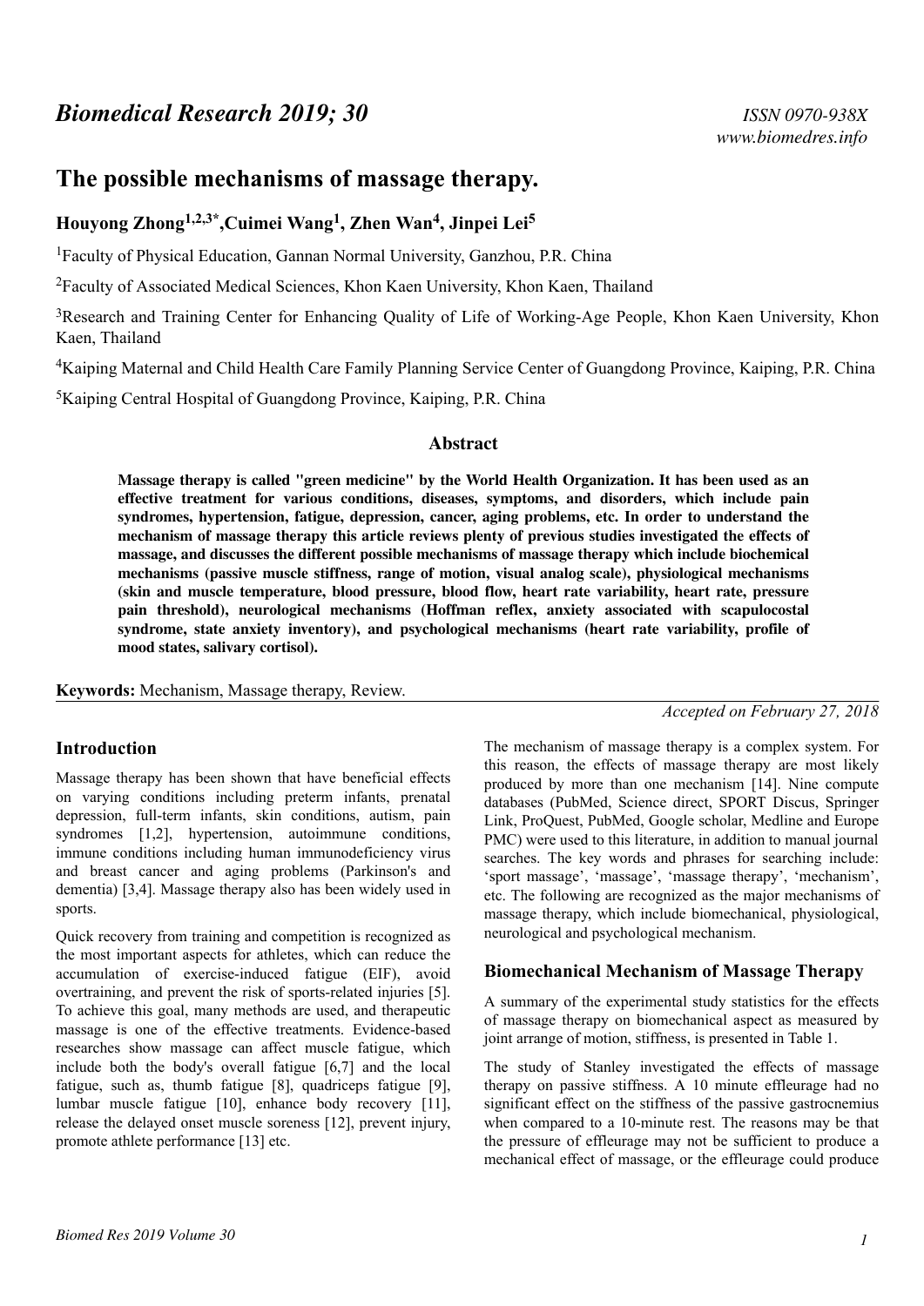# The possible mechanisms of massage therapy.

**Houyong Zhong[1,2,3*], Cuimei Wang[1], Zhen Wan[4], Jinpei Lei[5]**

[1]Faculty of Physical Education, Gannan Normal University, Ganzhou, P.R. China

[2]Faculty of Associated Medical Sciences, Khon Kaen University, Khon Kaen, Thailand

[3]Research and Training Center for Enhancing Quality of Life of Working-Age People, Khon Kaen University, Khon Kaen, Thailand

[4]Kaiping Maternal and Child Health Care Family Planning Service Center of Guangdong Province, Kaiping, P.R. China

[5]Kaiping Central Hospital of Guangdong Province, Kaiping, P.R. China

## Abstract

**Massage therapy is called "green medicine" by the World Health Organization. It has been used as an effective treatment for various conditions, diseases, symptoms, and disorders, which include pain syndromes, hypertension, fatigue, depression, cancer, aging problems, etc. In order to understand the mechanism of massage therapy this article reviews plenty of previous studies investigated the effects of massage, and discusses the different possible mechanisms of massage therapy which include biochemical mechanisms (passive muscle stiffness, range of motion, visual analog scale), physiological mechanisms (skin and muscle temperature, blood pressure, blood flow, heart rate variability, heart rate, pressure pain threshold), neurological mechanisms (Hoffman reflex, anxiety associated with scapulocostal syndrome, state anxiety inventory), and psychological mechanisms (heart rate variability, profile of mood states, salivary cortisol).**

**Keywords:** Mechanism, Massage therapy, Review.

*Accepted on February 27, 2018*

## Introduction

Massage therapy has been shown that have beneficial effects on varying conditions including preterm infants, prenatal depression, full-term infants, skin conditions, autism, pain syndromes [1,2], hypertension, autoimmune conditions, immune conditions including human immunodeficiency virus and breast cancer and aging problems (Parkinson's and dementia) [3,4]. Massage therapy also has been widely used in sports.

Quick recovery from training and competition is recognized as the most important aspects for athletes, which can reduce the accumulation of exercise-induced fatigue (EIF), avoid overtraining, and prevent the risk of sports-related injuries [5]. To achieve this goal, many methods are used, and therapeutic massage is one of the effective treatments. Evidence-based researches show massage can affect muscle fatigue, which include both the body's overall fatigue [6,7] and the local fatigue, such as, thumb fatigue [8], quadriceps fatigue [9], lumbar muscle fatigue [10], enhance body recovery [11], release the delayed onset muscle soreness [12], prevent injury, promote athlete performance [13] etc.

The mechanism of massage therapy is a complex system. For this reason, the effects of massage therapy are most likely produced by more than one mechanism [14]. Nine compute databases (PubMed, Science direct, SPORT Discus, Springer Link, ProQuest, PubMed, Google scholar, Medline and Europe PMC) were used to this literature, in addition to manual journal searches. The key words and phrases for searching include: 'sport massage', 'massage', 'massage therapy', 'mechanism', etc. The following are recognized as the major mechanisms of massage therapy, which include biomechanical, physiological, neurological and psychological mechanism.

## Biomechanical Mechanism of Massage Therapy

A summary of the experimental study statistics for the effects of massage therapy on biomechanical aspect as measured by joint arrange of motion, stiffness, is presented in Table 1.

The study of Stanley investigated the effects of massage therapy on passive stiffness. A 10 minute effleurage had no significant effect on the stiffness of the passive gastrocnemius when compared to a 10-minute rest. The reasons may be that the pressure of effleurage may not be sufficient to produce a mechanical effect of massage, or the effleurage could produce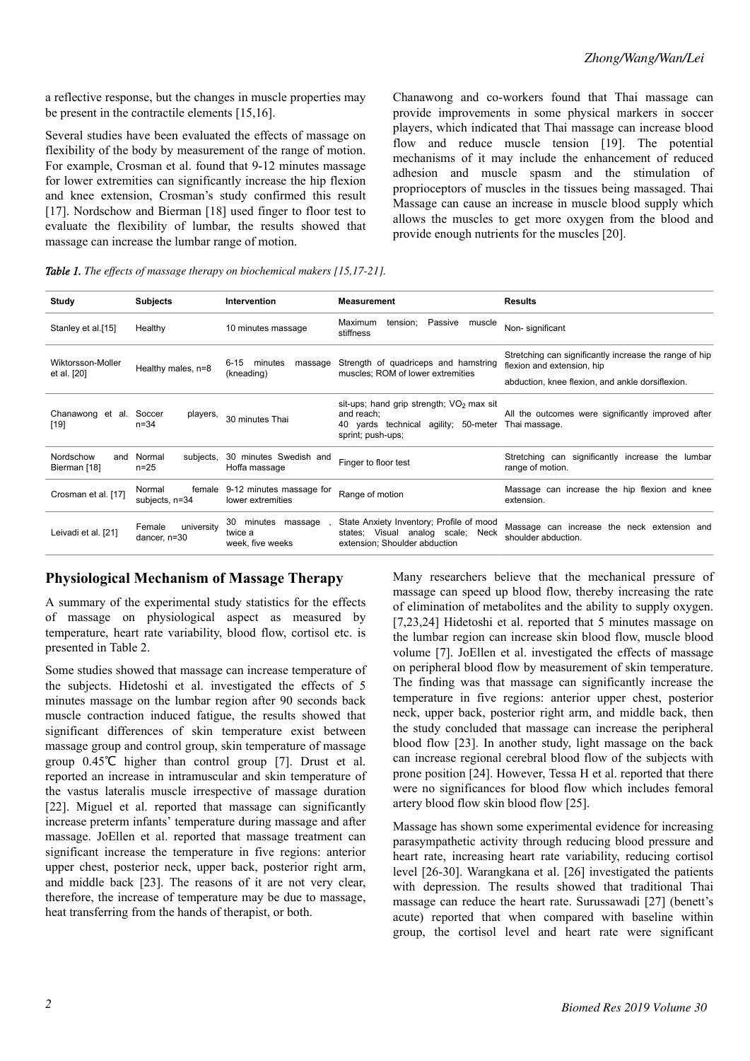a reflective response, but the changes in muscle properties may be present in the contractile elements [15,16].

Several studies have been evaluated the effects of massage on flexibility of the body by measurement of the range of motion. For example, Crosman et al. found that 9-12 minutes massage for lower extremities can significantly increase the hip flexion and knee extension, Crosman's study confirmed this result [17]. Nordschow and Bierman [18] used finger to floor test to evaluate the flexibility of lumbar, the results showed that massage can increase the lumbar range of motion.

Chanawong and co-workers found that Thai massage can provide improvements in some physical markers in soccer players, which indicated that Thai massage can increase blood flow and reduce muscle tension [19]. The potential mechanisms of it may include the enhancement of reduced adhesion and muscle spasm and the stimulation of proprioceptors of muscles in the tissues being massaged. Thai Massage can cause an increase in muscle blood supply which allows the muscles to get more oxygen from the blood and provide enough nutrients for the muscles [20].

***Table 1.*** *The effects of massage therapy on biochemical makers [15,17-21].*

| Study | Subjects | Intervention | Measurement | Results |
|---|---|---|---|---|
| Stanley et al.[15] | Healthy | 10 minutes massage | Maximum tension; Passive muscle stiffness | Non- significant |
| Wiktorsson-Moller et al. [20] | Healthy males, n=8 | 6-15 minutes massage (kneading) | Strength of quadriceps and hamstring muscles; ROM of lower extremities | Stretching can significantly increase the range of hip flexion and extension, hip abduction, knee flexion, and ankle dorsiflexion. |
| Chanawong et al. [19] | Soccer players, n=34 | 30 minutes Thai | sit-ups; hand grip strength; $VO_2$ max sit and reach; 40 yards technical agility; 50-meter sprint; push-ups; | All the outcomes were significantly improved after Thai massage. |
| Nordschow and Bierman [18] | Normal subjects, n=25 | 30 minutes Swedish and Hoffa massage | Finger to floor test | Stretching can significantly increase the lumbar range of motion. |
| Crosman et al. [17] | Normal female subjects, n=34 | 9-12 minutes massage for lower extremities | Range of motion | Massage can increase the hip flexion and knee extension. |
| Leivadi et al. [21] | Female university dancer, n=30 | 30 minutes massage , twice a week, five weeks | State Anxiety Inventory; Profile of mood states; Visual analog scale; Neck extension; Shoulder abduction | Massage can increase the neck extension and shoulder abduction. |

## Physiological Mechanism of Massage Therapy

A summary of the experimental study statistics for the effects of massage on physiological aspect as measured by temperature, heart rate variability, blood flow, cortisol etc. is presented in Table 2.

Some studies showed that massage can increase temperature of the subjects. Hidetoshi et al. investigated the effects of 5 minutes massage on the lumbar region after 90 seconds back muscle contraction induced fatigue, the results showed that significant differences of skin temperature exist between massage group and control group, skin temperature of massage group 0.45℃ higher than control group [7]. Drust et al. reported an increase in intramuscular and skin temperature of the vastus lateralis muscle irrespective of massage duration [22]. Miguel et al. reported that massage can significantly increase preterm infants' temperature during massage and after massage. JoEllen et al. reported that massage treatment can significant increase the temperature in five regions: anterior upper chest, posterior neck, upper back, posterior right arm, and middle back [23]. The reasons of it are not very clear, therefore, the increase of temperature may be due to massage, heat transferring from the hands of therapist, or both.

Many researchers believe that the mechanical pressure of massage can speed up blood flow, thereby increasing the rate of elimination of metabolites and the ability to supply oxygen. [7,23,24] Hidetoshi et al. reported that 5 minutes massage on the lumbar region can increase skin blood flow, muscle blood volume [7]. JoEllen et al. investigated the effects of massage on peripheral blood flow by measurement of skin temperature. The finding was that massage can significantly increase the temperature in five regions: anterior upper chest, posterior neck, upper back, posterior right arm, and middle back, then the study concluded that massage can increase the peripheral blood flow [23]. In another study, light massage on the back can increase regional cerebral blood flow of the subjects with prone position [24]. However, Tessa H et al. reported that there were no significances for blood flow which includes femoral artery blood flow skin blood flow [25].

Massage has shown some experimental evidence for increasing parasympathetic activity through reducing blood pressure and heart rate, increasing heart rate variability, reducing cortisol level [26-30]. Warangkana et al. [26] investigated the patients with depression. The results showed that traditional Thai massage can reduce the heart rate. Surussawadi [27] (benett's acute) reported that when compared with baseline within group, the cortisol level and heart rate were significant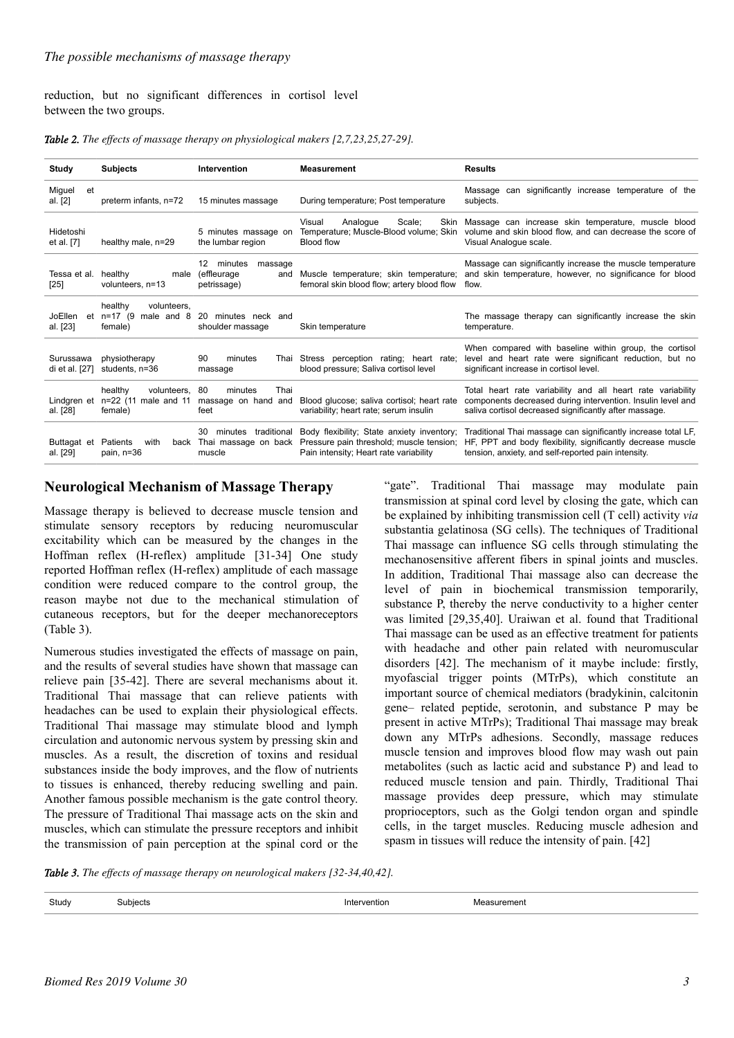reduction, but no significant differences in cortisol level between the two groups.

*Table 2. The effects of massage therapy on physiological makers [2,7,23,25,27-29].*

| Study | Subjects | Intervention | Measurement | Results |
|---|---|---|---|---|
| Miguel et al. [2] | preterm infants, n=72 | 15 minutes massage | During temperature; Post temperature | Massage can significantly increase temperature of the subjects. |
| Hidetoshi et al. [7] | healthy male, n=29 | 5 minutes massage on the lumbar region | Visual Analogue Scale; Skin Temperature; Muscle-Blood volume; Skin Blood flow | Massage can increase skin temperature, muscle blood volume and skin blood flow, and can decrease the score of Visual Analogue scale. |
| Tessa et al. [25] | healthy male volunteers, n=13 | 12 minutes massage (effleurage and petrissage) | Muscle temperature; skin temperature; femoral skin blood flow; artery blood flow | Massage can significantly increase the muscle temperature and skin temperature, however, no significance for blood flow. |
| JoEllen et al. [23] | healthy volunteers, n=17 (9 male and 8 female) | 20 minutes neck and shoulder massage | Skin temperature | The massage therapy can significantly increase the skin temperature. |
| Surussawa di et al. [27] | physiotherapy students, n=36 | 90 minutes Thai massage | Stress perception rating; heart rate; blood pressure; Saliva cortisol level | When compared with baseline within group, the cortisol level and heart rate were significant reduction, but no significant increase in cortisol level. |
| Lindgren et al. [28] | healthy volunteers, n=22 (11 male and 11 female) | 80 minutes Thai massage on hand and feet | Blood glucose; saliva cortisol; heart rate variability; heart rate; serum insulin | Total heart rate variability and all heart rate variability components decreased during intervention. Insulin level and saliva cortisol decreased significantly after massage. |
| Buttagat et al. [29] | Patients with back pain, n=36 | 30 minutes traditional Thai massage on back muscle | Body flexibility; State anxiety inventory; Pressure pain threshold; muscle tension; Pain intensity; Heart rate variability | Traditional Thai massage can significantly increase total LF, HF, PPT and body flexibility, significantly decrease muscle tension, anxiety, and self-reported pain intensity. |

## Neurological Mechanism of Massage Therapy

Massage therapy is believed to decrease muscle tension and stimulate sensory receptors by reducing neuromuscular excitability which can be measured by the changes in the Hoffman reflex (H-reflex) amplitude [31-34] One study reported Hoffman reflex (H-reflex) amplitude of each massage condition were reduced compare to the control group, the reason maybe not due to the mechanical stimulation of cutaneous receptors, but for the deeper mechanoreceptors (Table 3).

Numerous studies investigated the effects of massage on pain, and the results of several studies have shown that massage can relieve pain [35-42]. There are several mechanisms about it. Traditional Thai massage that can relieve patients with headaches can be used to explain their physiological effects. Traditional Thai massage may stimulate blood and lymph circulation and autonomic nervous system by pressing skin and muscles. As a result, the discretion of toxins and residual substances inside the body improves, and the flow of nutrients to tissues is enhanced, thereby reducing swelling and pain. Another famous possible mechanism is the gate control theory. The pressure of Traditional Thai massage acts on the skin and muscles, which can stimulate the pressure receptors and inhibit the transmission of pain perception at the spinal cord or the "gate". Traditional Thai massage may modulate pain transmission at spinal cord level by closing the gate, which can be explained by inhibiting transmission cell (T cell) activity *via* substantia gelatinosa (SG cells). The techniques of Traditional Thai massage can influence SG cells through stimulating the mechanosensitive afferent fibers in spinal joints and muscles. In addition, Traditional Thai massage also can decrease the level of pain in biochemical transmission temporarily, substance P, thereby the nerve conductivity to a higher center was limited [29,35,40]. Uraiwan et al. found that Traditional Thai massage can be used as an effective treatment for patients with headache and other pain related with neuromuscular disorders [42]. The mechanism of it maybe include: firstly, myofascial trigger points (MTrPs), which constitute an important source of chemical mediators (bradykinin, calcitonin gene– related peptide, serotonin, and substance P may be present in active MTrPs); Traditional Thai massage may break down any MTrPs adhesions. Secondly, massage reduces muscle tension and improves blood flow may wash out pain metabolites (such as lactic acid and substance P) and lead to reduced muscle tension and pain. Thirdly, Traditional Thai massage provides deep pressure, which may stimulate proprioceptors, such as the Golgi tendon organ and spindle cells, in the target muscles. Reducing muscle adhesion and spasm in tissues will reduce the intensity of pain. [42]

*Table 3. The effects of massage therapy on neurological makers [32-34,40,42].*

| Study | Subjects | Intervention | Measurement |
|---|---|---|---|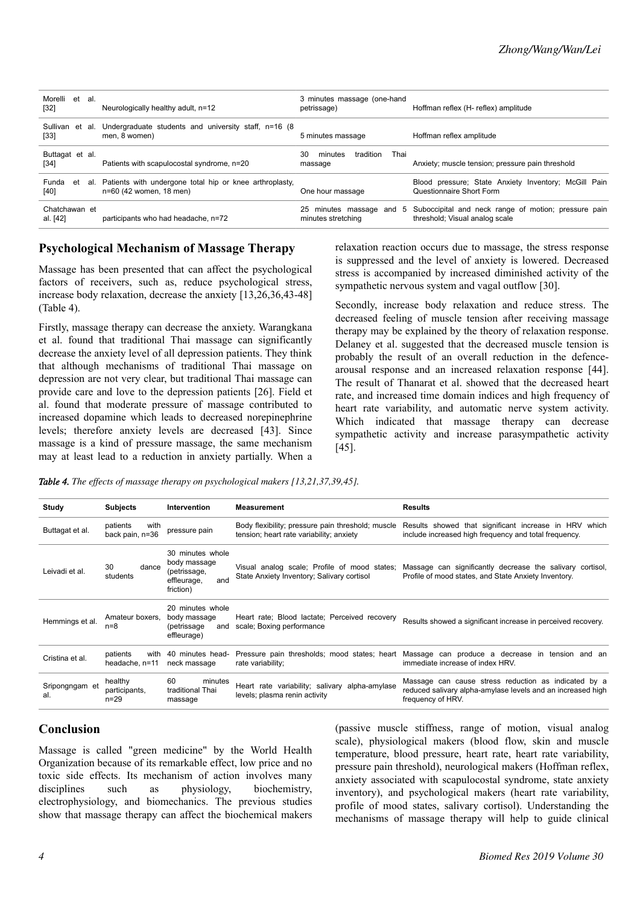| Morelli et al. [32] | Neurologically healthy adult, n=12 | 3 minutes massage (one-hand petrissage) | Hoffman reflex (H- reflex) amplitude |
|---|---|---|---|
| Sullivan et al. [33] | Undergraduate students and university staff, n=16 (8 men, 8 women) | 5 minutes massage | Hoffman reflex amplitude |
| Buttagat et al. [34] | Patients with scapulocostal syndrome, n=20 | 30 minutes tradition Thai massage | Anxiety; muscle tension; pressure pain threshold |
| Funda et al. [40] | Patients with undergone total hip or knee arthroplasty, n=60 (42 women, 18 men) | One hour massage | Blood pressure; State Anxiety Inventory; McGill Pain Questionnaire Short Form |
| Chatchawan et al. [42] | participants who had headache, n=72 | 25 minutes massage and 5 minutes stretching | Suboccipital and neck range of motion; pressure pain threshold; Visual analog scale |

## Psychological Mechanism of Massage Therapy

Massage has been presented that can affect the psychological factors of receivers, such as, reduce psychological stress, increase body relaxation, decrease the anxiety [13,26,36,43-48] (Table 4).

Firstly, massage therapy can decrease the anxiety. Warangkana et al. found that traditional Thai massage can significantly decrease the anxiety level of all depression patients. They think that although mechanisms of traditional Thai massage on depression are not very clear, but traditional Thai massage can provide care and love to the depression patients [26]. Field et al. found that moderate pressure of massage contributed to increased dopamine which leads to decreased norepinephrine levels; therefore anxiety levels are decreased [43]. Since massage is a kind of pressure massage, the same mechanism may at least lead to a reduction in anxiety partially. When a relaxation reaction occurs due to massage, the stress response is suppressed and the level of anxiety is lowered. Decreased stress is accompanied by increased diminished activity of the sympathetic nervous system and vagal outflow [30].

Secondly, increase body relaxation and reduce stress. The decreased feeling of muscle tension after receiving massage therapy may be explained by the theory of relaxation response. Delaney et al. suggested that the decreased muscle tension is probably the result of an overall reduction in the defence-arousal response and an increased relaxation response [44]. The result of Thanarat et al. showed that the decreased heart rate, and increased time domain indices and high frequency of heart rate variability, and automatic nerve system activity. Which indicated that massage therapy can decrease sympathetic activity and increase parasympathetic activity [45].

*Table 4. The effects of massage therapy on psychological makers [13,21,37,39,45].*

| Study | Subjects | Intervention | Measurement | Results |
|---|---|---|---|---|
| Buttagat et al. | patients with back pain, n=36 | pressure pain | Body flexibility; pressure pain threshold; muscle tension; heart rate variability; anxiety | Results showed that significant increase in HRV which include increased high frequency and total frequency. |
| Leivadi et al. | 30 dance students | 30 minutes whole body massage (petrissage, effleurage, and friction) | Visual analog scale; Profile of mood states; State Anxiety Inventory; Salivary cortisol | Massage can significantly decrease the salivary cortisol, Profile of mood states, and State Anxiety Inventory. |
| Hemmings et al. | Amateur boxers, n=8 | 20 minutes whole body massage (petrissage and effleurage) | Heart rate; Blood lactate; Perceived recovery scale; Boxing performance | Results showed a significant increase in perceived recovery. |
| Cristina et al. | patients with headache, n=11 | 40 minutes head-neck massage | Pressure pain thresholds; mood states; heart rate variability; | Massage can produce a decrease in tension and an immediate increase of index HRV. |
| Sripongngam et al. | healthy participants, n=29 | 60 minutes traditional Thai massage | Heart rate variability; salivary alpha-amylase levels; plasma renin activity | Massage can cause stress reduction as indicated by a reduced salivary alpha-amylase levels and an increased high frequency of HRV. |

## Conclusion

Massage is called "green medicine" by the World Health Organization because of its remarkable effect, low price and no toxic side effects. Its mechanism of action involves many disciplines such as physiology, biochemistry, electrophysiology, and biomechanics. The previous studies show that massage therapy can affect the biochemical makers (passive muscle stiffness, range of motion, visual analog scale), physiological makers (blood flow, skin and muscle temperature, blood pressure, heart rate, heart rate variability, pressure pain threshold), neurological makers (Hoffman reflex, anxiety associated with scapulocostal syndrome, state anxiety inventory), and psychological makers (heart rate variability, profile of mood states, salivary cortisol). Understanding the mechanisms of massage therapy will help to guide clinical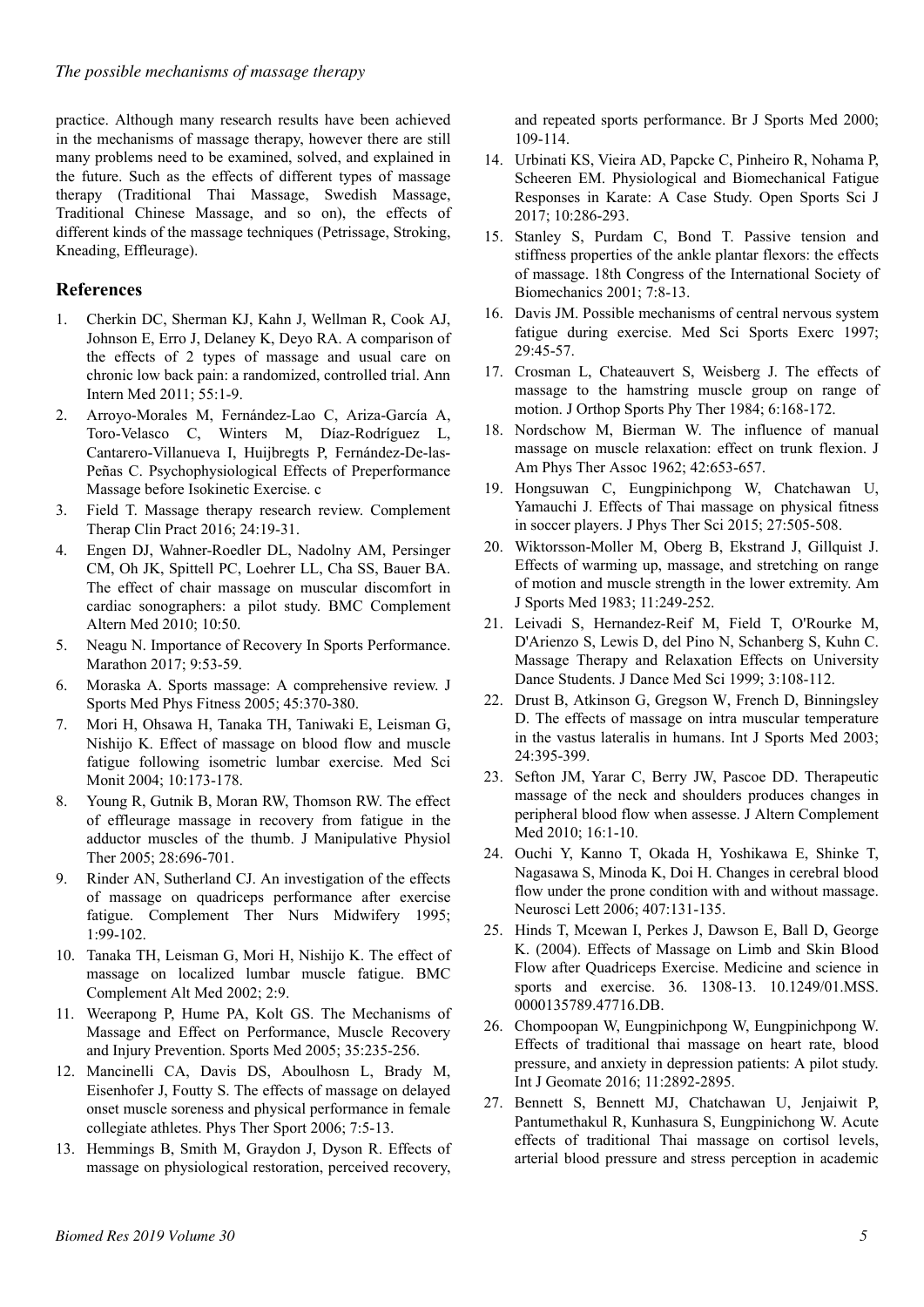practice. Although many research results have been achieved in the mechanisms of massage therapy, however there are still many problems need to be examined, solved, and explained in the future. Such as the effects of different types of massage therapy (Traditional Thai Massage, Swedish Massage, Traditional Chinese Massage, and so on), the effects of different kinds of the massage techniques (Petrissage, Stroking, Kneading, Effleurage).

## References

1. Cherkin DC, Sherman KJ, Kahn J, Wellman R, Cook AJ, Johnson E, Erro J, Delaney K, Deyo RA. A comparison of the effects of 2 types of massage and usual care on chronic low back pain: a randomized, controlled trial. Ann Intern Med 2011; 55:1-9.
2. Arroyo-Morales M, Fernández-Lao C, Ariza-García A, Toro-Velasco C, Winters M, Díaz-Rodríguez L, Cantarero-Villanueva I, Huijbregts P, Fernández-De-las-Peñas C. Psychophysiological Effects of Preperformance Massage before Isokinetic Exercise. c
3. Field T. Massage therapy research review. Complement Therap Clin Pract 2016; 24:19-31.
4. Engen DJ, Wahner-Roedler DL, Nadolny AM, Persinger CM, Oh JK, Spittell PC, Loehrer LL, Cha SS, Bauer BA. The effect of chair massage on muscular discomfort in cardiac sonographers: a pilot study. BMC Complement Altern Med 2010; 10:50.
5. Neagu N. Importance of Recovery In Sports Performance. Marathon 2017; 9:53-59.
6. Moraska A. Sports massage: A comprehensive review. J Sports Med Phys Fitness 2005; 45:370-380.
7. Mori H, Ohsawa H, Tanaka TH, Taniwaki E, Leisman G, Nishijo K. Effect of massage on blood flow and muscle fatigue following isometric lumbar exercise. Med Sci Monit 2004; 10:173-178.
8. Young R, Gutnik B, Moran RW, Thomson RW. The effect of effleurage massage in recovery from fatigue in the adductor muscles of the thumb. J Manipulative Physiol Ther 2005; 28:696-701.
9. Rinder AN, Sutherland CJ. An investigation of the effects of massage on quadriceps performance after exercise fatigue. Complement Ther Nurs Midwifery 1995; 1:99-102.
10. Tanaka TH, Leisman G, Mori H, Nishijo K. The effect of massage on localized lumbar muscle fatigue. BMC Complement Alt Med 2002; 2:9.
11. Weerapong P, Hume PA, Kolt GS. The Mechanisms of Massage and Effect on Performance, Muscle Recovery and Injury Prevention. Sports Med 2005; 35:235-256.
12. Mancinelli CA, Davis DS, Aboulhosn L, Brady M, Eisenhofer J, Foutty S. The effects of massage on delayed onset muscle soreness and physical performance in female collegiate athletes. Phys Ther Sport 2006; 7:5-13.
13. Hemmings B, Smith M, Graydon J, Dyson R. Effects of massage on physiological restoration, perceived recovery, and repeated sports performance. Br J Sports Med 2000; 109-114.
14. Urbinati KS, Vieira AD, Papcke C, Pinheiro R, Nohama P, Scheeren EM. Physiological and Biomechanical Fatigue Responses in Karate: A Case Study. Open Sports Sci J 2017; 10:286-293.
15. Stanley S, Purdam C, Bond T. Passive tension and stiffness properties of the ankle plantar flexors: the effects of massage. 18th Congress of the International Society of Biomechanics 2001; 7:8-13.
16. Davis JM. Possible mechanisms of central nervous system fatigue during exercise. Med Sci Sports Exerc 1997; 29:45-57.
17. Crosman L, Chateauvert S, Weisberg J. The effects of massage to the hamstring muscle group on range of motion. J Orthop Sports Phy Ther 1984; 6:168-172.
18. Nordschow M, Bierman W. The influence of manual massage on muscle relaxation: effect on trunk flexion. J Am Phys Ther Assoc 1962; 42:653-657.
19. Hongsuwan C, Eungpinichpong W, Chatchawan U, Yamauchi J. Effects of Thai massage on physical fitness in soccer players. J Phys Ther Sci 2015; 27:505-508.
20. Wiktorsson-Moller M, Oberg B, Ekstrand J, Gillquist J. Effects of warming up, massage, and stretching on range of motion and muscle strength in the lower extremity. Am J Sports Med 1983; 11:249-252.
21. Leivadi S, Hernandez-Reif M, Field T, O'Rourke M, D'Arienzo S, Lewis D, del Pino N, Schanberg S, Kuhn C. Massage Therapy and Relaxation Effects on University Dance Students. J Dance Med Sci 1999; 3:108-112.
22. Drust B, Atkinson G, Gregson W, French D, Binningsley D. The effects of massage on intra muscular temperature in the vastus lateralis in humans. Int J Sports Med 2003; 24:395-399.
23. Sefton JM, Yarar C, Berry JW, Pascoe DD. Therapeutic massage of the neck and shoulders produces changes in peripheral blood flow when assesse. J Altern Complement Med 2010; 16:1-10.
24. Ouchi Y, Kanno T, Okada H, Yoshikawa E, Shinke T, Nagasawa S, Minoda K, Doi H. Changes in cerebral blood flow under the prone condition with and without massage. Neurosci Lett 2006; 407:131-135.
25. Hinds T, Mcewan I, Perkes J, Dawson E, Ball D, George K. (2004). Effects of Massage on Limb and Skin Blood Flow after Quadriceps Exercise. Medicine and science in sports and exercise. 36. 1308-13. 10.1249/01.MSS. 0000135789.47716.DB.
26. Chompoopan W, Eungpinichpong W, Eungpinichpong W. Effects of traditional thai massage on heart rate, blood pressure, and anxiety in depression patients: A pilot study. Int J Geomate 2016; 11:2892-2895.
27. Bennett S, Bennett MJ, Chatchawan U, Jenjaiwit P, Pantumethakul R, Kunhasura S, Eungpinichong W. Acute effects of traditional Thai massage on cortisol levels, arterial blood pressure and stress perception in academic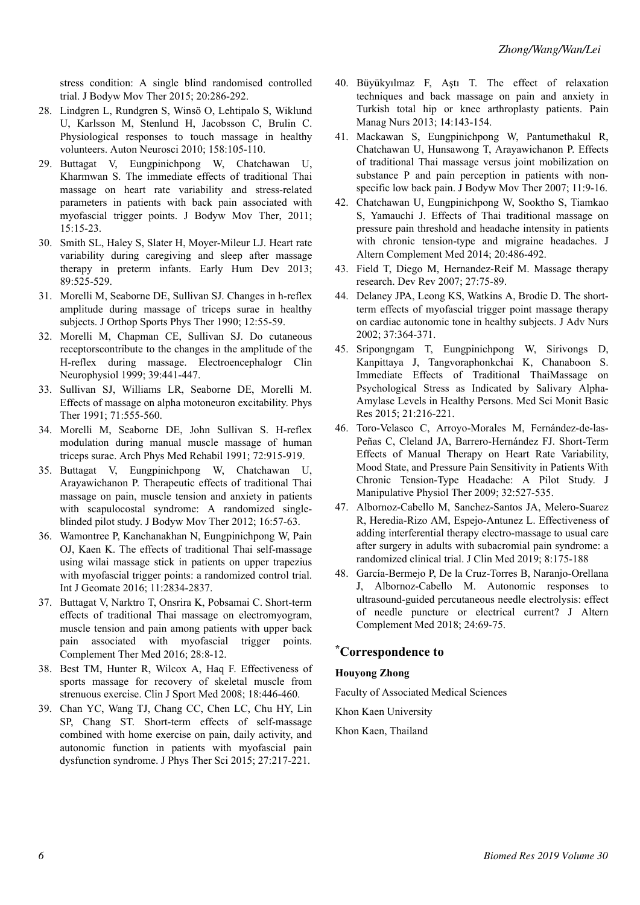stress condition: A single blind randomised controlled trial. J Bodyw Mov Ther 2015; 20:286-292.

28. Lindgren L, Rundgren S, Winsö O, Lehtipalo S, Wiklund U, Karlsson M, Stenlund H, Jacobsson C, Brulin C. Physiological responses to touch massage in healthy volunteers. Auton Neurosci 2010; 158:105-110.
29. Buttagat V, Eungpinichpong W, Chatchawan U, Kharmwan S. The immediate effects of traditional Thai massage on heart rate variability and stress-related parameters in patients with back pain associated with myofascial trigger points. J Bodyw Mov Ther, 2011; 15:15-23.
30. Smith SL, Haley S, Slater H, Moyer-Mileur LJ. Heart rate variability during caregiving and sleep after massage therapy in preterm infants. Early Hum Dev 2013; 89:525-529.
31. Morelli M, Seaborne DE, Sullivan SJ. Changes in h-reflex amplitude during massage of triceps surae in healthy subjects. J Orthop Sports Phys Ther 1990; 12:55-59.
32. Morelli M, Chapman CE, Sullivan SJ. Do cutaneous receptorscontribute to the changes in the amplitude of the H-reflex during massage. Electroencephalogr Clin Neurophysiol 1999; 39:441-447.
33. Sullivan SJ, Williams LR, Seaborne DE, Morelli M. Effects of massage on alpha motoneuron excitability. Phys Ther 1991; 71:555-560.
34. Morelli M, Seaborne DE, John Sullivan S. H-reflex modulation during manual muscle massage of human triceps surae. Arch Phys Med Rehabil 1991; 72:915-919.
35. Buttagat V, Eungpinichpong W, Chatchawan U, Arayawichanon P. Therapeutic effects of traditional Thai massage on pain, muscle tension and anxiety in patients with scapulocostal syndrome: A randomized single-blinded pilot study. J Bodyw Mov Ther 2012; 16:57-63.
36. Wamontree P, Kanchanakhan N, Eungpinichpong W, Pain OJ, Kaen K. The effects of traditional Thai self-massage using wilai massage stick in patients on upper trapezius with myofascial trigger points: a randomized control trial. Int J Geomate 2016; 11:2834-2837.
37. Buttagat V, Narktro T, Onsrira K, Pobsamai C. Short-term effects of traditional Thai massage on electromyogram, muscle tension and pain among patients with upper back pain associated with myofascial trigger points. Complement Ther Med 2016; 28:8-12.
38. Best TM, Hunter R, Wilcox A, Haq F. Effectiveness of sports massage for recovery of skeletal muscle from strenuous exercise. Clin J Sport Med 2008; 18:446-460.
39. Chan YC, Wang TJ, Chang CC, Chen LC, Chu HY, Lin SP, Chang ST. Short-term effects of self-massage combined with home exercise on pain, daily activity, and autonomic function in patients with myofascial pain dysfunction syndrome. J Phys Ther Sci 2015; 27:217-221.
40. Büyükyılmaz F, Aştı T. The effect of relaxation techniques and back massage on pain and anxiety in Turkish total hip or knee arthroplasty patients. Pain Manag Nurs 2013; 14:143-154.
41. Mackawan S, Eungpinichpong W, Pantumethakul R, Chatchawan U, Hunsawong T, Arayawichanon P. Effects of traditional Thai massage versus joint mobilization on substance P and pain perception in patients with non-specific low back pain. J Bodyw Mov Ther 2007; 11:9-16.
42. Chatchawan U, Eungpinichpong W, Sooktho S, Tiamkao S, Yamauchi J. Effects of Thai traditional massage on pressure pain threshold and headache intensity in patients with chronic tension-type and migraine headaches. J Altern Complement Med 2014; 20:486-492.
43. Field T, Diego M, Hernandez-Reif M. Massage therapy research. Dev Rev 2007; 27:75-89.
44. Delaney JPA, Leong KS, Watkins A, Brodie D. The short-term effects of myofascial trigger point massage therapy on cardiac autonomic tone in healthy subjects. J Adv Nurs 2002; 37:364-371.
45. Sripongngam T, Eungpinichpong W, Sirivongs D, Kanpittaya J, Tangvoraphonkchai K, Chanaboon S. Immediate Effects of Traditional ThaiMassage on Psychological Stress as Indicated by Salivary Alpha-Amylase Levels in Healthy Persons. Med Sci Monit Basic Res 2015; 21:216-221.
46. Toro-Velasco C, Arroyo-Morales M, Fernández-de-las-Peñas C, Cleland JA, Barrero-Hernández FJ. Short-Term Effects of Manual Therapy on Heart Rate Variability, Mood State, and Pressure Pain Sensitivity in Patients With Chronic Tension-Type Headache: A Pilot Study. J Manipulative Physiol Ther 2009; 32:527-535.
47. Albornoz-Cabello M, Sanchez-Santos JA, Melero-Suarez R, Heredia-Rizo AM, Espejo-Antunez L. Effectiveness of adding interferential therapy electro-massage to usual care after surgery in adults with subacromial pain syndrome: a randomized clinical trial. J Clin Med 2019; 8:175-188
48. García-Bermejo P, De la Cruz-Torres B, Naranjo-Orellana J, Albornoz-Cabello M. Autonomic responses to ultrasound-guided percutaneous needle electrolysis: effect of needle puncture or electrical current? J Altern Complement Med 2018; 24:69-75.

## *Correspondence to

**Houyong Zhong**

Faculty of Associated Medical Sciences

Khon Kaen University

Khon Kaen, Thailand